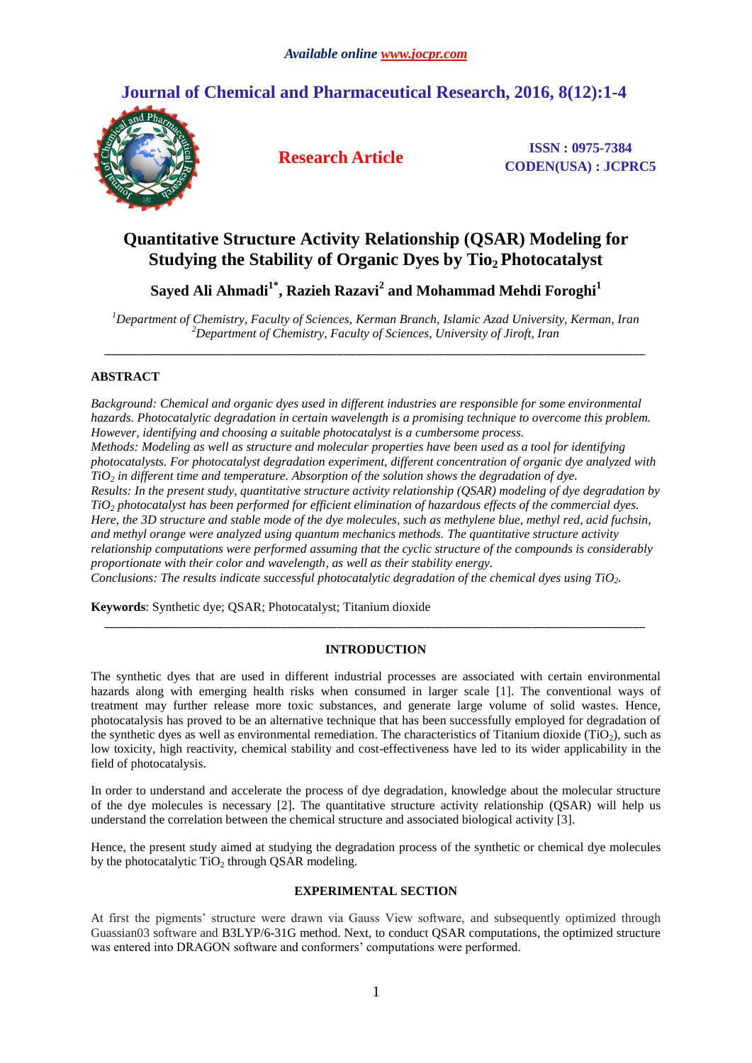# Quantitative Structure Activity Relationship (QSAR) Modeling for Studying the Stability of Organic Dyes by $Tio_2$ Photocatalyst

**Sayed Ali Ahmadi[1*], Razieh Razavi[2] and Mohammad Mehdi Foroghi[1]**

[1]*Department of Chemistry, Faculty of Sciences, Kerman Branch, Islamic Azad University, Kerman, Iran*
[2]*Department of Chemistry, Faculty of Sciences, University of Jiroft, Iran*

---

## ABSTRACT

*Background: Chemical and organic dyes used in different industries are responsible for some environmental hazards. Photocatalytic degradation in certain wavelength is a promising technique to overcome this problem. However, identifying and choosing a suitable photocatalyst is a cumbersome process.*

*Methods: Modeling as well as structure and molecular properties have been used as a tool for identifying photocatalysts. For photocatalyst degradation experiment, different concentration of organic dye analyzed with $TiO_2$ in different time and temperature. Absorption of the solution shows the degradation of dye.*

*Results: In the present study, quantitative structure activity relationship (QSAR) modeling of dye degradation by $TiO_2$ photocatalyst has been performed for efficient elimination of hazardous effects of the commercial dyes. Here, the 3D structure and stable mode of the dye molecules, such as methylene blue, methyl red, acid fuchsin, and methyl orange were analyzed using quantum mechanics methods. The quantitative structure activity relationship computations were performed assuming that the cyclic structure of the compounds is considerably proportionate with their color and wavelength, as well as their stability energy.*

*Conclusions: The results indicate successful photocatalytic degradation of the chemical dyes using $TiO_2$.*

**Keywords**: Synthetic dye; QSAR; Photocatalyst; Titanium dioxide

---

## INTRODUCTION

The synthetic dyes that are used in different industrial processes are associated with certain environmental hazards along with emerging health risks when consumed in larger scale [1]. The conventional ways of treatment may further release more toxic substances, and generate large volume of solid wastes. Hence, photocatalysis has proved to be an alternative technique that has been successfully employed for degradation of the synthetic dyes as well as environmental remediation. The characteristics of Titanium dioxide ($TiO_2$), such as low toxicity, high reactivity, chemical stability and cost-effectiveness have led to its wider applicability in the field of photocatalysis.

In order to understand and accelerate the process of dye degradation, knowledge about the molecular structure of the dye molecules is necessary [2]. The quantitative structure activity relationship (QSAR) will help us understand the correlation between the chemical structure and associated biological activity [3].

Hence, the present study aimed at studying the degradation process of the synthetic or chemical dye molecules by the photocatalytic $TiO_2$ through QSAR modeling.

## EXPERIMENTAL SECTION

At first the pigments' structure were drawn via Gauss View software, and subsequently optimized through Guassian03 software and B3LYP/6-31G method. Next, to conduct QSAR computations, the optimized structure was entered into DRAGON software and conformers' computations were performed.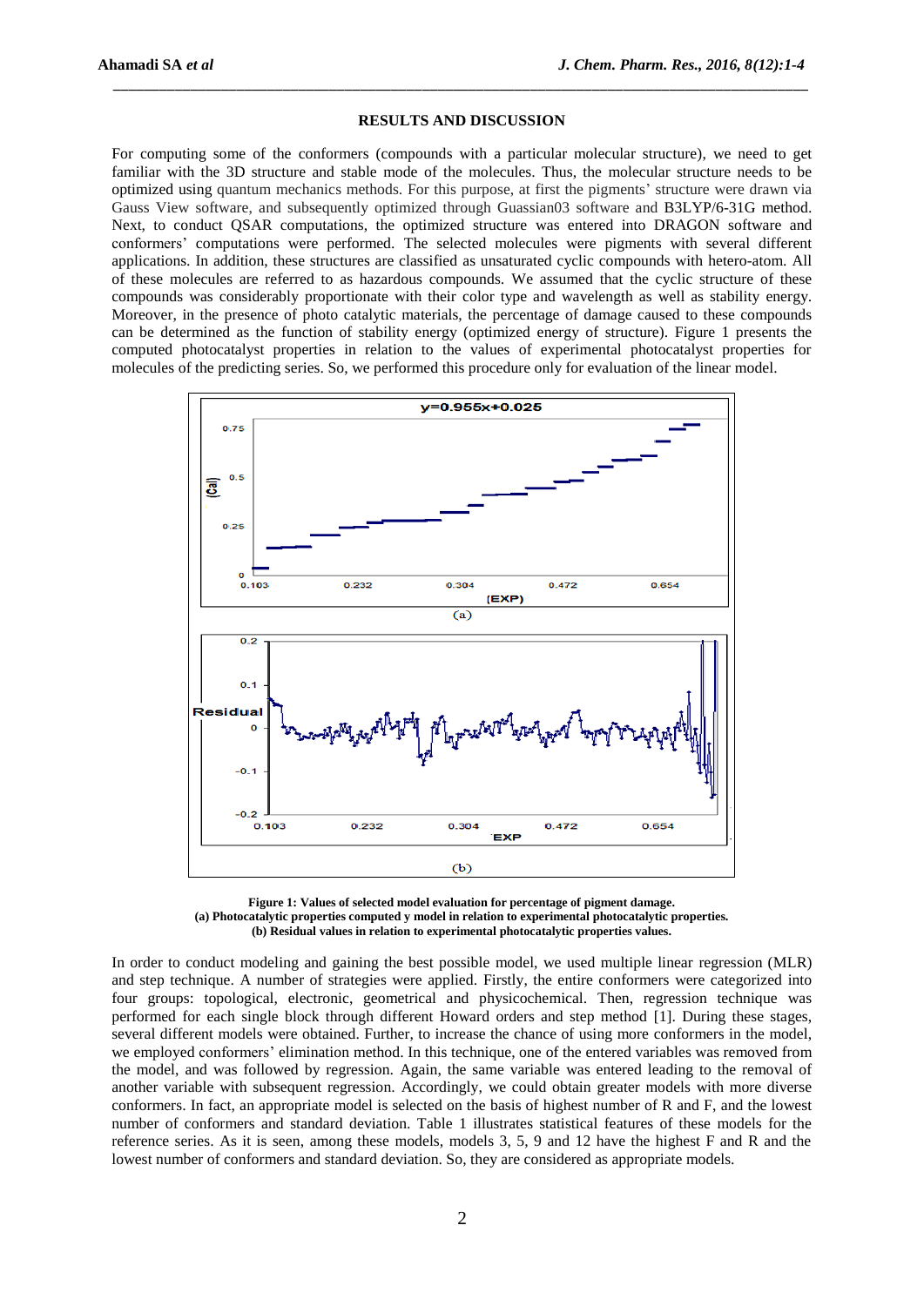## RESULTS AND DISCUSSION

For computing some of the conformers (compounds with a particular molecular structure), we need to get familiar with the 3D structure and stable mode of the molecules. Thus, the molecular structure needs to be optimized using quantum mechanics methods. For this purpose, at first the pigments' structure were drawn via Gauss View software, and subsequently optimized through Guassian03 software and B3LYP/6-31G method. Next, to conduct QSAR computations, the optimized structure was entered into DRAGON software and conformers' computations were performed. The selected molecules were pigments with several different applications. In addition, these structures are classified as unsaturated cyclic compounds with hetero-atom. All of these molecules are referred to as hazardous compounds. We assumed that the cyclic structure of these compounds was considerably proportionate with their color type and wavelength as well as stability energy. Moreover, in the presence of photo catalytic materials, the percentage of damage caused to these compounds can be determined as the function of stability energy (optimized energy of structure). Figure 1 presents the computed photocatalyst properties in relation to the values of experimental photocatalyst properties for molecules of the predicting series. So, we performed this procedure only for evaluation of the linear model.

**Figure 1: Values of selected model evaluation for percentage of pigment damage.**
**(a) Photocatalytic properties computed y model in relation to experimental photocatalytic properties.**
**(b) Residual values in relation to experimental photocatalytic properties values.**

In order to conduct modeling and gaining the best possible model, we used multiple linear regression (MLR) and step technique. A number of strategies were applied. Firstly, the entire conformers were categorized into four groups: topological, electronic, geometrical and physicochemical. Then, regression technique was performed for each single block through different Howard orders and step method [1]. During these stages, several different models were obtained. Further, to increase the chance of using more conformers in the model, we employed conformers' elimination method. In this technique, one of the entered variables was removed from the model, and was followed by regression. Again, the same variable was entered leading to the removal of another variable with subsequent regression. Accordingly, we could obtain greater models with more diverse conformers. In fact, an appropriate model is selected on the basis of highest number of R and F, and the lowest number of conformers and standard deviation. Table 1 illustrates statistical features of these models for the reference series. As it is seen, among these models, models 3, 5, 9 and 12 have the highest F and R and the lowest number of conformers and standard deviation. So, they are considered as appropriate models.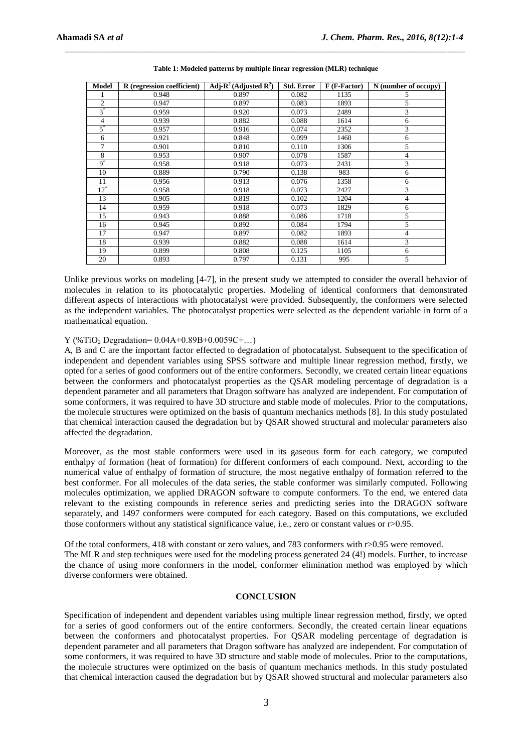**Table 1: Modeled patterns by multiple linear regression (MLR) technique**

| Model | R (regression coefficient) | Adj-$R^2$ (Adjusted $R^2$) | Std. Error | F (F-Factor) | N (number of occupy) |
|---|---|---|---|---|---|
| 1 | 0.948 | 0.897 | 0.082 | 1135 | 5 |
| 2 | 0.947 | 0.897 | 0.083 | 1893 | 5 |
| 3* | 0.959 | 0.920 | 0.073 | 2489 | 3 |
| 4 | 0.939 | 0.882 | 0.088 | 1614 | 6 |
| 5* | 0.957 | 0.916 | 0.074 | 2352 | 3 |
| 6 | 0.921 | 0.848 | 0.099 | 1460 | 6 |
| 7 | 0.901 | 0.810 | 0.110 | 1306 | 5 |
| 8 | 0.953 | 0.907 | 0.078 | 1587 | 4 |
| 9* | 0.958 | 0.918 | 0.073 | 2431 | 3 |
| 10 | 0.889 | 0.790 | 0.138 | 983 | 6 |
| 11 | 0.956 | 0.913 | 0.076 | 1358 | 6 |
| 12* | 0.958 | 0.918 | 0.073 | 2427 | 3 |
| 13 | 0.905 | 0.819 | 0.102 | 1204 | 4 |
| 14 | 0.959 | 0.918 | 0.073 | 1829 | 6 |
| 15 | 0.943 | 0.888 | 0.086 | 1718 | 5 |
| 16 | 0.945 | 0.892 | 0.084 | 1794 | 5 |
| 17 | 0.947 | 0.897 | 0.082 | 1893 | 4 |
| 18 | 0.939 | 0.882 | 0.088 | 1614 | 3 |
| 19 | 0.899 | 0.808 | 0.125 | 1105 | 6 |
| 20 | 0.893 | 0.797 | 0.131 | 995 | 5 |

Unlike previous works on modeling [4-7], in the present study we attempted to consider the overall behavior of molecules in relation to its photocatalytic properties. Modeling of identical conformers that demonstrated different aspects of interactions with photocatalyst were provided. Subsequently, the conformers were selected as the independent variables. The photocatalyst properties were selected as the dependent variable in form of a mathematical equation.

Y (%$TiO_2$ Degradation= 0.04A+0.89B+0.0059C+…)

A, B and C are the important factor effected to degradation of photocatalyst. Subsequent to the specification of independent and dependent variables using SPSS software and multiple linear regression method, firstly, we opted for a series of good conformers out of the entire conformers. Secondly, we created certain linear equations between the conformers and photocatalyst properties as the QSAR modeling percentage of degradation is a dependent parameter and all parameters that Dragon software has analyzed are independent. For computation of some conformers, it was required to have 3D structure and stable mode of molecules. Prior to the computations, the molecule structures were optimized on the basis of quantum mechanics methods [8]. In this study postulated that chemical interaction caused the degradation but by QSAR showed structural and molecular parameters also affected the degradation.

Moreover, as the most stable conformers were used in its gaseous form for each category, we computed enthalpy of formation (heat of formation) for different conformers of each compound. Next, according to the numerical value of enthalpy of formation of structure, the most negative enthalpy of formation referred to the best conformer. For all molecules of the data series, the stable conformer was similarly computed. Following molecules optimization, we applied DRAGON software to compute conformers. To the end, we entered data relevant to the existing compounds in reference series and predicting series into the DRAGON software separately, and 1497 conformers were computed for each category. Based on this computations, we excluded those conformers without any statistical significance value, i.e., zero or constant values or $r>0.95$.

Of the total conformers, 418 with constant or zero values, and 783 conformers with $r>0.95$ were removed.
The MLR and step techniques were used for the modeling process generated 24 (4!) models. Further, to increase the chance of using more conformers in the model, conformer elimination method was employed by which diverse conformers were obtained.

## CONCLUSION

Specification of independent and dependent variables using multiple linear regression method, firstly, we opted for a series of good conformers out of the entire conformers. Secondly, the created certain linear equations between the conformers and photocatalyst properties. For QSAR modeling percentage of degradation is dependent parameter and all parameters that Dragon software has analyzed are independent. For computation of some conformers, it was required to have 3D structure and stable mode of molecules. Prior to the computations, the molecule structures were optimized on the basis of quantum mechanics methods. In this study postulated that chemical interaction caused the degradation but by QSAR showed structural and molecular parameters also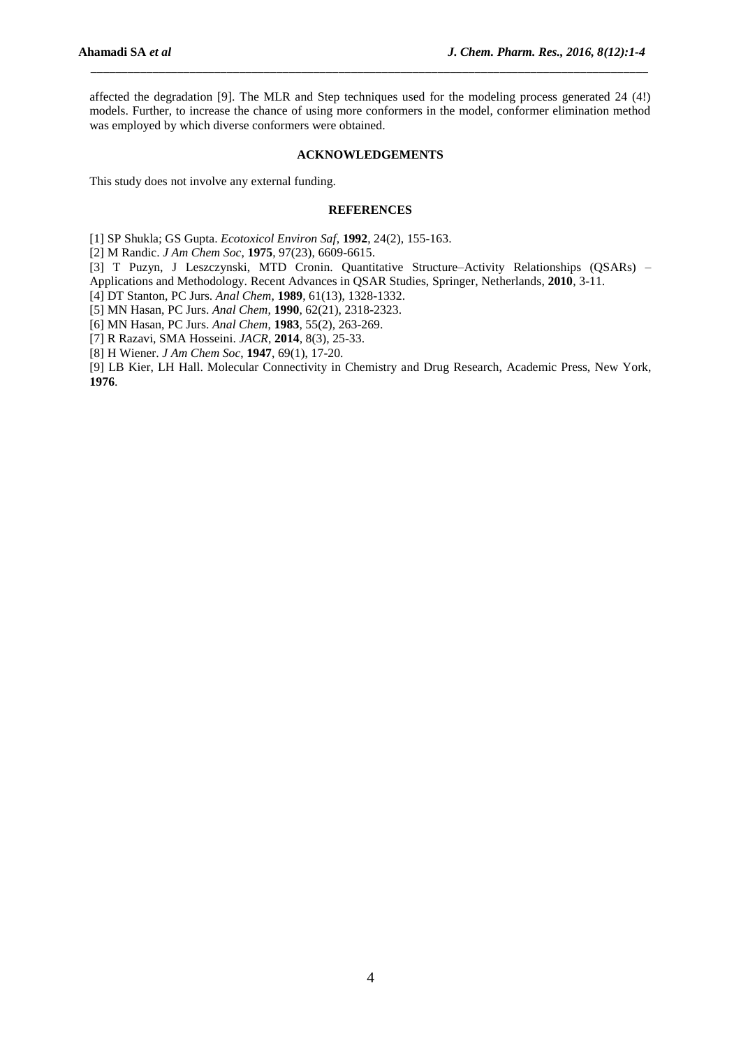affected the degradation [9]. The MLR and Step techniques used for the modeling process generated 24 (4!) models. Further, to increase the chance of using more conformers in the model, conformer elimination method was employed by which diverse conformers were obtained.

## ACKNOWLEDGEMENTS

This study does not involve any external funding.

## REFERENCES

[1] SP Shukla; GS Gupta. *Ecotoxicol Environ Saf*, **1992**, 24(2), 155-163.

[2] M Randic. *J Am Chem Soc*, **1975**, 97(23), 6609-6615.

[3] T Puzyn, J Leszczynski, MTD Cronin. Quantitative Structure–Activity Relationships (QSARs) – Applications and Methodology. Recent Advances in QSAR Studies, Springer, Netherlands, **2010**, 3-11.

[4] DT Stanton, PC Jurs. *Anal Chem*, **1989**, 61(13), 1328-1332.

[5] MN Hasan, PC Jurs. *Anal Chem*, **1990**, 62(21), 2318-2323.

[6] MN Hasan, PC Jurs. *Anal Chem*, **1983**, 55(2), 263-269.

[7] R Razavi, SMA Hosseini. *JACR*, **2014**, 8(3), 25-33.

[8] H Wiener. *J Am Chem Soc*, **1947**, 69(1), 17-20.

[9] LB Kier, LH Hall. Molecular Connectivity in Chemistry and Drug Research, Academic Press, New York, **1976**.